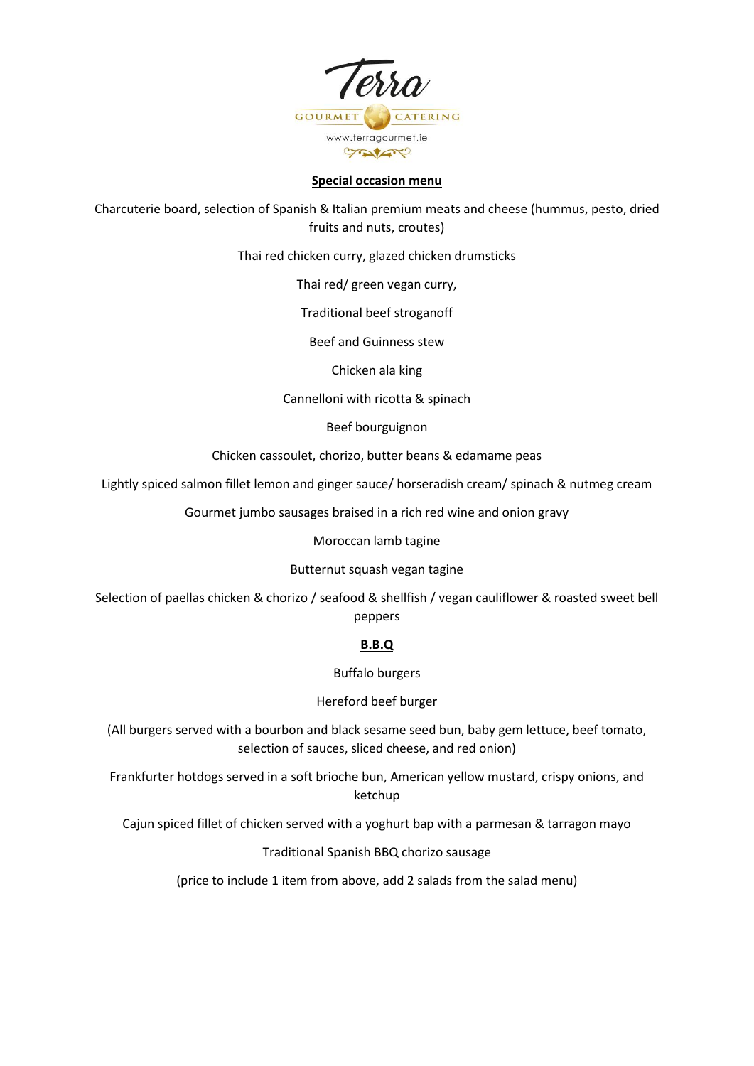Terra

GOURMET CATERING

www.terragourmet.ie

## Special occasion menu

Charcuterie board, selection of Spanish & Italian premium meats and cheese (hummus, pesto, dried fruits and nuts, croutes)

Thai red chicken curry, glazed chicken drumsticks

Thai red/ green vegan curry,

Traditional beef stroganoff

Beef and Guinness stew

Chicken ala king

Cannelloni with ricotta & spinach

Beef bourguignon

Chicken cassoulet, chorizo, butter beans & edamame peas

Lightly spiced salmon fillet lemon and ginger sauce/ horseradish cream/ spinach & nutmeg cream

Gourmet jumbo sausages braised in a rich red wine and onion gravy

Moroccan lamb tagine

Butternut squash vegan tagine

Selection of paellas chicken & chorizo / seafood & shellfish / vegan cauliflower & roasted sweet bell peppers

## B.B.Q

Buffalo burgers

Hereford beef burger

(All burgers served with a bourbon and black sesame seed bun, baby gem lettuce, beef tomato, selection of sauces, sliced cheese, and red onion)

Frankfurter hotdogs served in a soft brioche bun, American yellow mustard, crispy onions, and ketchup

Cajun spiced fillet of chicken served with a yoghurt bap with a parmesan & tarragon mayo

Traditional Spanish BBQ chorizo sausage

(price to include 1 item from above, add 2 salads from the salad menu)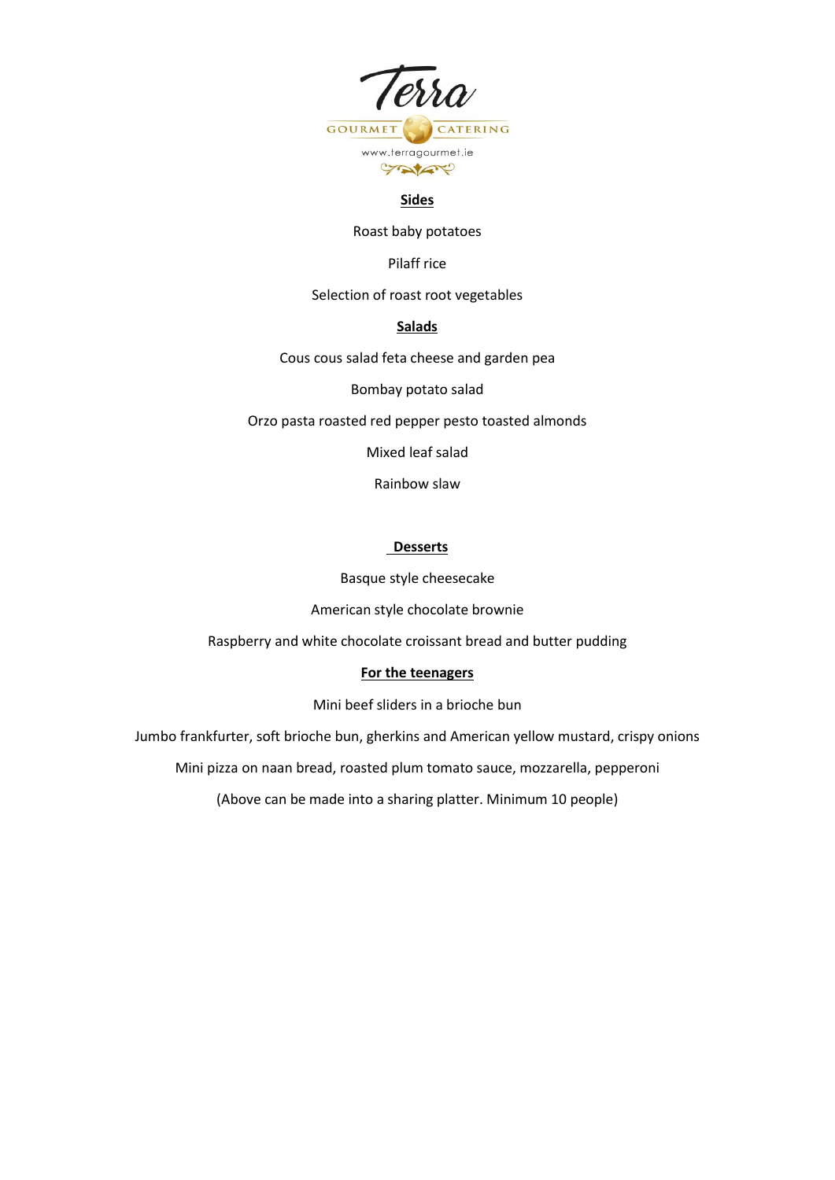Terra

GOURMET CATERING

www.terragourmet.ie

## Sides

Roast baby potatoes

Pilaff rice

Selection of roast root vegetables

## Salads

Cous cous salad feta cheese and garden pea

Bombay potato salad

Orzo pasta roasted red pepper pesto toasted almonds

Mixed leaf salad

Rainbow slaw

## Desserts

Basque style cheesecake

American style chocolate brownie

Raspberry and white chocolate croissant bread and butter pudding

## For the teenagers

Mini beef sliders in a brioche bun

Jumbo frankfurter, soft brioche bun, gherkins and American yellow mustard, crispy onions

Mini pizza on naan bread, roasted plum tomato sauce, mozzarella, pepperoni

(Above can be made into a sharing platter. Minimum 10 people)